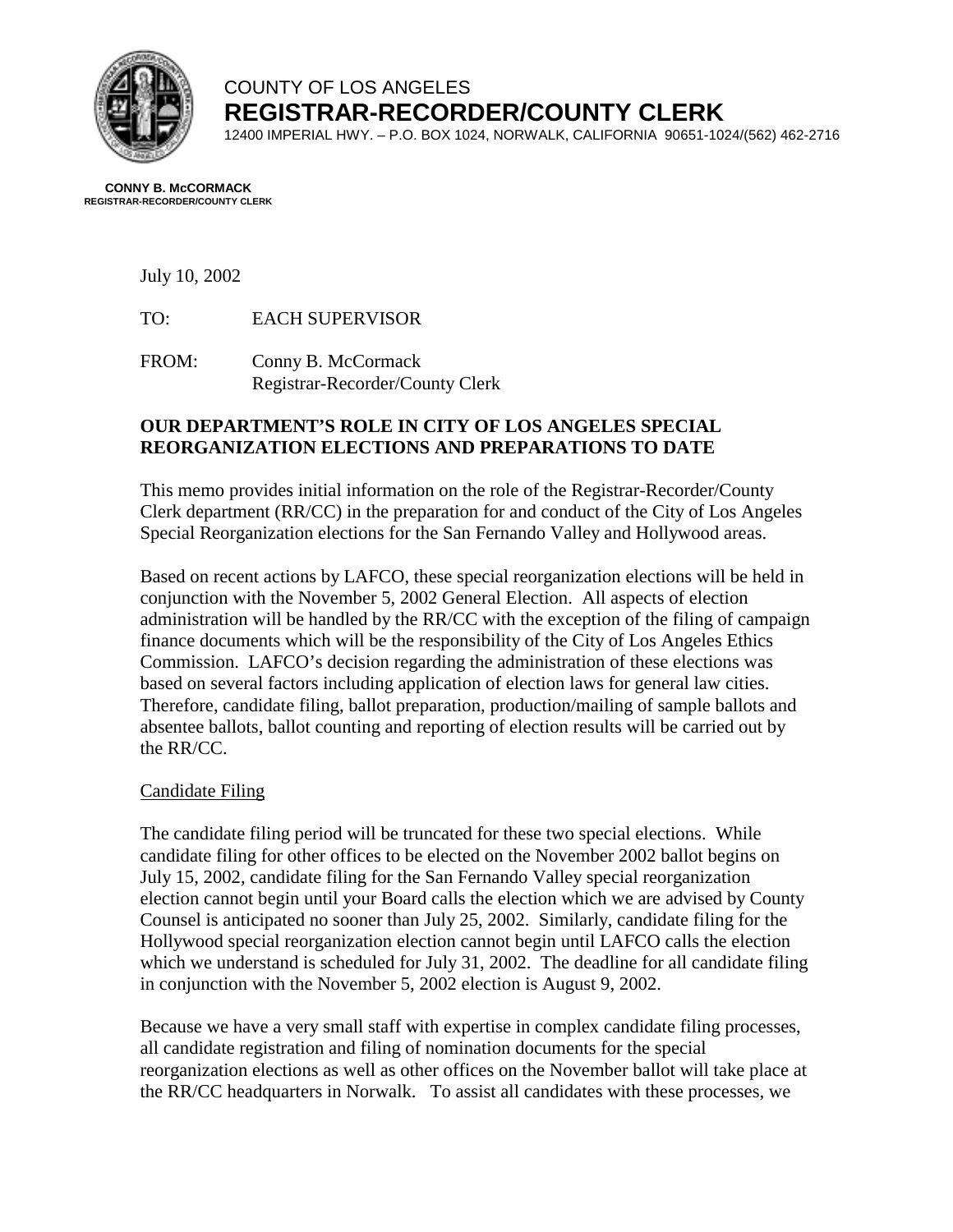COUNTY OF LOS ANGELES

**REGISTRAR-RECORDER/COUNTY CLERK**

12400 IMPERIAL HWY. – P.O. BOX 1024, NORWALK, CALIFORNIA 90651-1024/(562) 462-2716

**CONNY B. McCORMACK**
**REGISTRAR-RECORDER/COUNTY CLERK**

July 10, 2002

TO: EACH SUPERVISOR

FROM: Conny B. McCormack
Registrar-Recorder/County Clerk

**OUR DEPARTMENT'S ROLE IN CITY OF LOS ANGELES SPECIAL REORGANIZATION ELECTIONS AND PREPARATIONS TO DATE**

This memo provides initial information on the role of the Registrar-Recorder/County Clerk department (RR/CC) in the preparation for and conduct of the City of Los Angeles Special Reorganization elections for the San Fernando Valley and Hollywood areas.

Based on recent actions by LAFCO, these special reorganization elections will be held in conjunction with the November 5, 2002 General Election. All aspects of election administration will be handled by the RR/CC with the exception of the filing of campaign finance documents which will be the responsibility of the City of Los Angeles Ethics Commission. LAFCO's decision regarding the administration of these elections was based on several factors including application of election laws for general law cities. Therefore, candidate filing, ballot preparation, production/mailing of sample ballots and absentee ballots, ballot counting and reporting of election results will be carried out by the RR/CC.

<u>Candidate Filing</u>

The candidate filing period will be truncated for these two special elections. While candidate filing for other offices to be elected on the November 2002 ballot begins on July 15, 2002, candidate filing for the San Fernando Valley special reorganization election cannot begin until your Board calls the election which we are advised by County Counsel is anticipated no sooner than July 25, 2002. Similarly, candidate filing for the Hollywood special reorganization election cannot begin until LAFCO calls the election which we understand is scheduled for July 31, 2002. The deadline for all candidate filing in conjunction with the November 5, 2002 election is August 9, 2002.

Because we have a very small staff with expertise in complex candidate filing processes, all candidate registration and filing of nomination documents for the special reorganization elections as well as other offices on the November ballot will take place at the RR/CC headquarters in Norwalk. To assist all candidates with these processes, we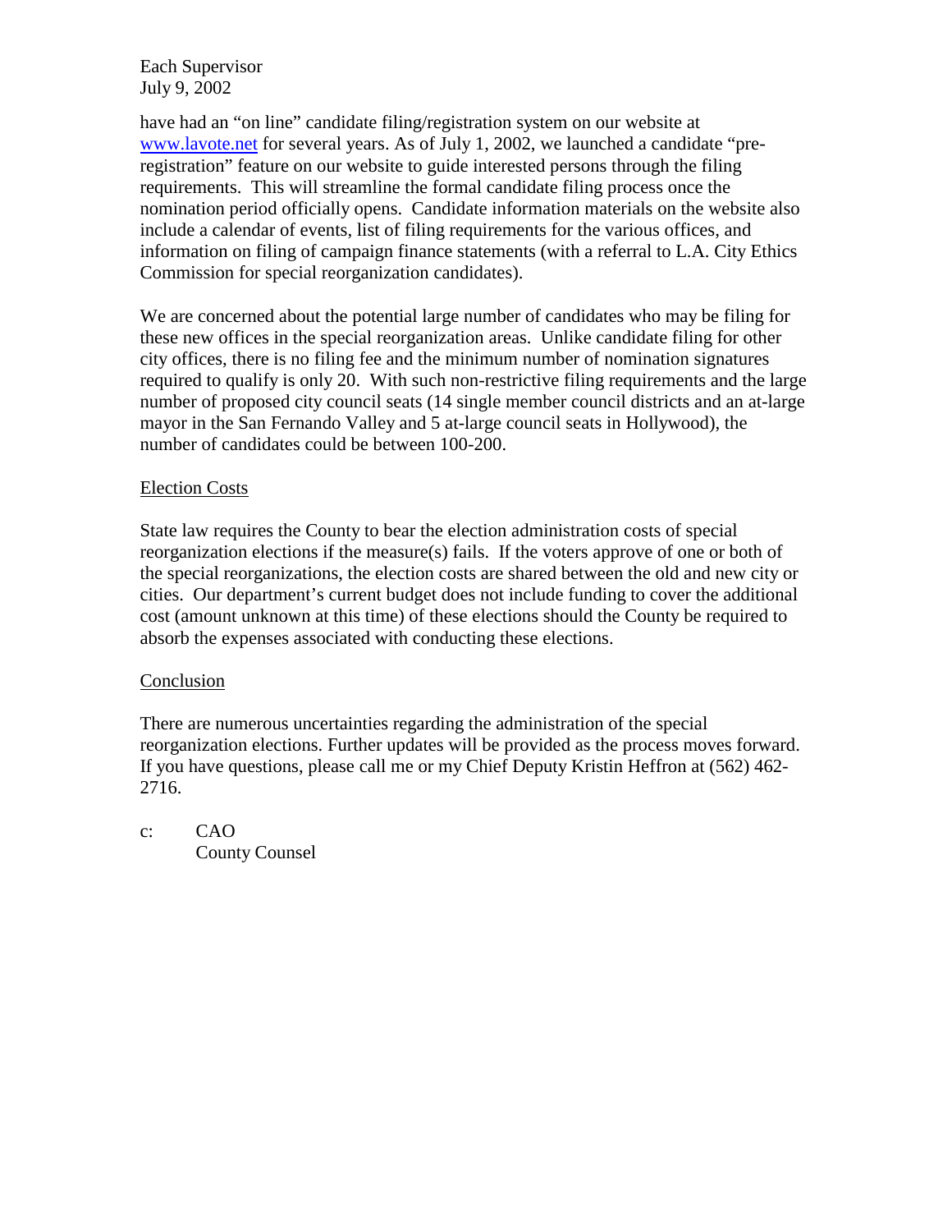have had an "on line" candidate filing/registration system on our website at www.lavote.net for several years. As of July 1, 2002, we launched a candidate "pre-registration" feature on our website to guide interested persons through the filing requirements. This will streamline the formal candidate filing process once the nomination period officially opens. Candidate information materials on the website also include a calendar of events, list of filing requirements for the various offices, and information on filing of campaign finance statements (with a referral to L.A. City Ethics Commission for special reorganization candidates).

We are concerned about the potential large number of candidates who may be filing for these new offices in the special reorganization areas. Unlike candidate filing for other city offices, there is no filing fee and the minimum number of nomination signatures required to qualify is only 20. With such non-restrictive filing requirements and the large number of proposed city council seats (14 single member council districts and an at-large mayor in the San Fernando Valley and 5 at-large council seats in Hollywood), the number of candidates could be between 100-200.

<u>Election Costs</u>

State law requires the County to bear the election administration costs of special reorganization elections if the measure(s) fails. If the voters approve of one or both of the special reorganizations, the election costs are shared between the old and new city or cities. Our department's current budget does not include funding to cover the additional cost (amount unknown at this time) of these elections should the County be required to absorb the expenses associated with conducting these elections.

<u>Conclusion</u>

There are numerous uncertainties regarding the administration of the special reorganization elections. Further updates will be provided as the process moves forward. If you have questions, please call me or my Chief Deputy Kristin Heffron at (562) 462-2716.

c: CAO
County Counsel